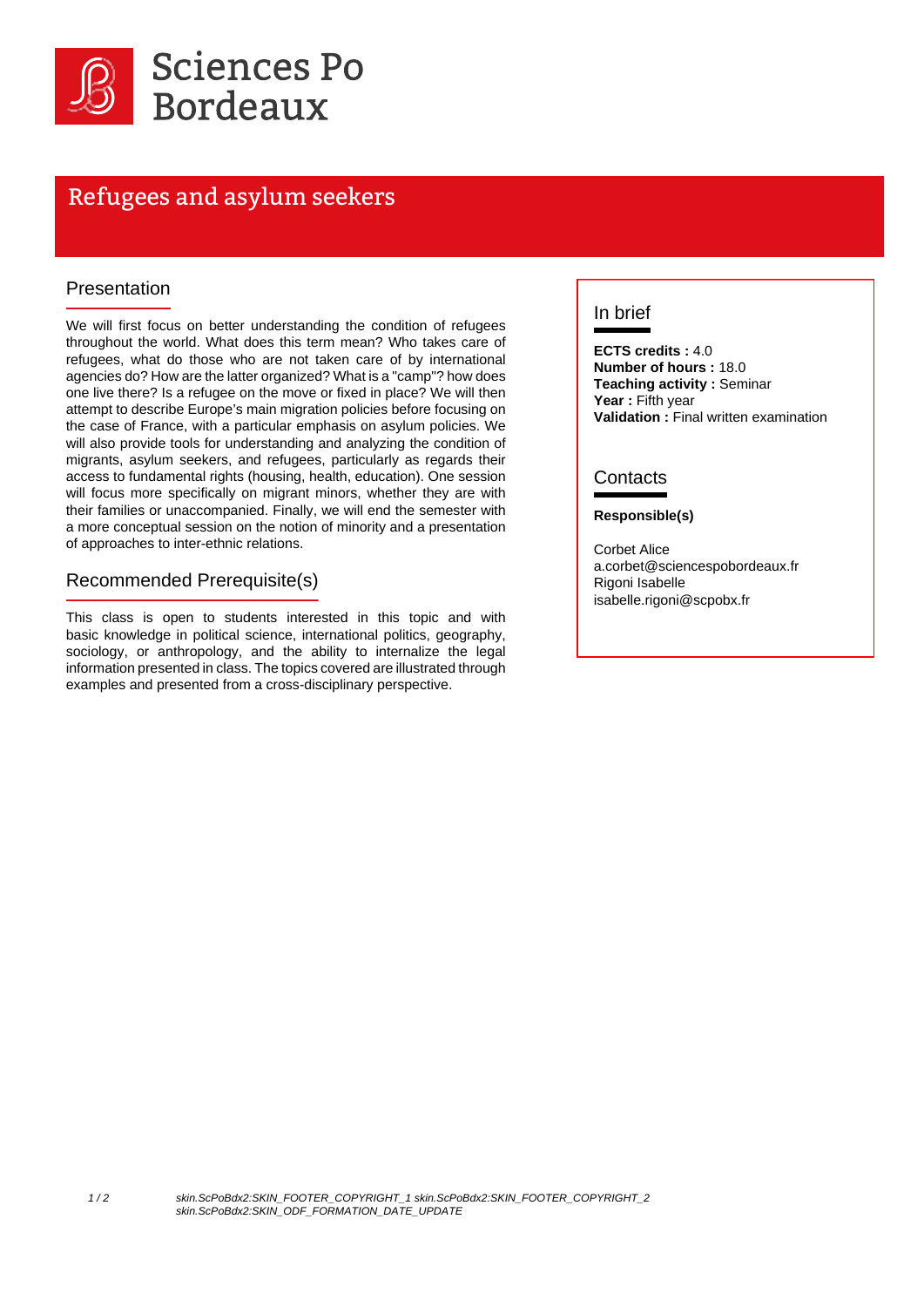# Refugees and asylum seekers

## Presentation

We will first focus on better understanding the condition of refugees throughout the world. What does this term mean? Who takes care of refugees, what do those who are not taken care of by international agencies do? How are the latter organized? What is a "camp"? how does one live there? Is a refugee on the move or fixed in place? We will then attempt to describe Europe's main migration policies before focusing on the case of France, with a particular emphasis on asylum policies. We will also provide tools for understanding and analyzing the condition of migrants, asylum seekers, and refugees, particularly as regards their access to fundamental rights (housing, health, education). One session will focus more specifically on migrant minors, whether they are with their families or unaccompanied. Finally, we will end the semester with a more conceptual session on the notion of minority and a presentation of approaches to inter-ethnic relations.

## Recommended Prerequisite(s)

This class is open to students interested in this topic and with basic knowledge in political science, international politics, geography, sociology, or anthropology, and the ability to internalize the legal information presented in class. The topics covered are illustrated through examples and presented from a cross-disciplinary perspective.

## In brief

**ECTS credits :** 4.0
**Number of hours :** 18.0
**Teaching activity :** Seminar
**Year :** Fifth year
**Validation :** Final written examination

## Contacts

**Responsible(s)**

Corbet Alice
a.corbet@sciencespobordeaux.fr
Rigoni Isabelle
isabelle.rigoni@scpobx.fr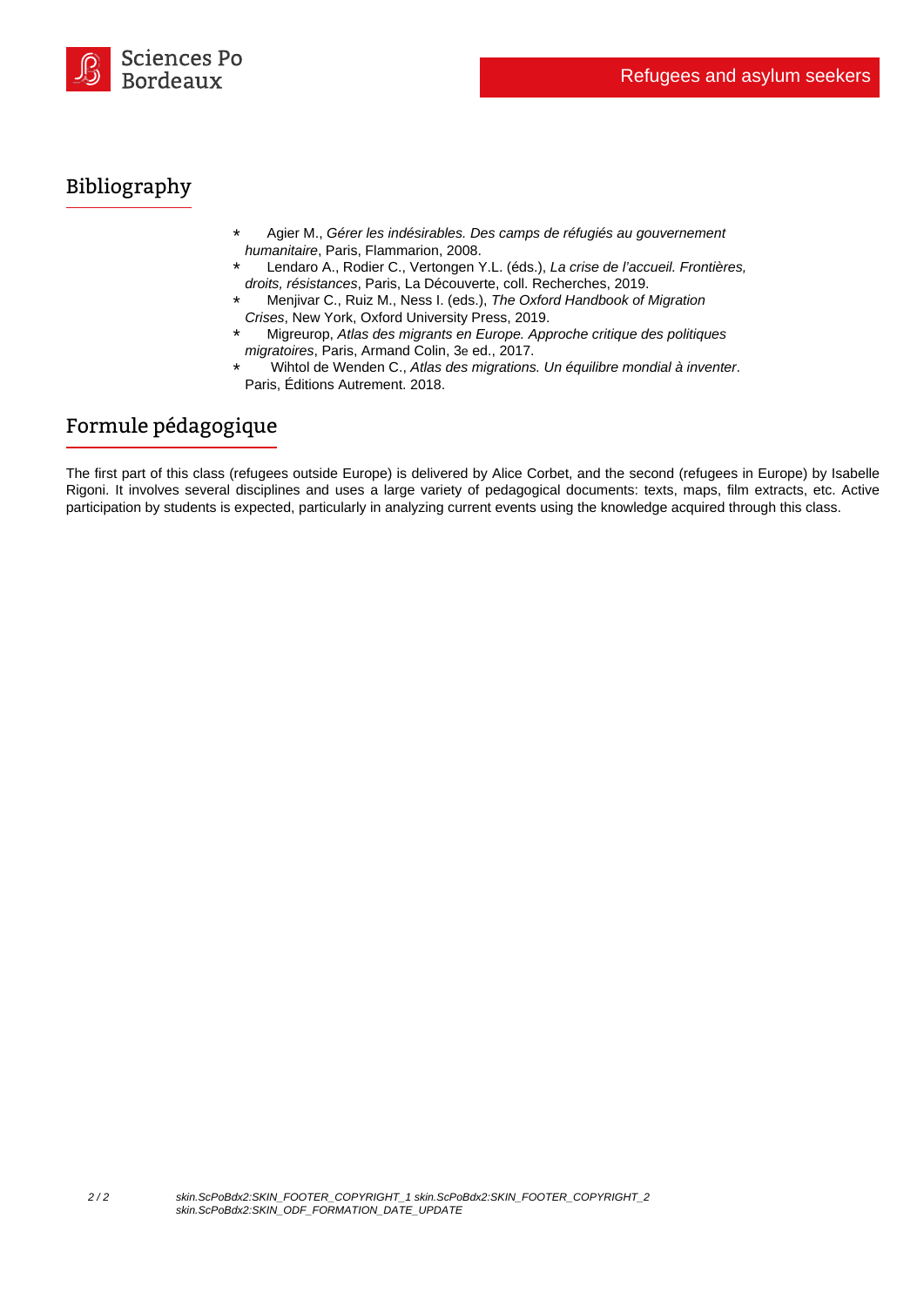## Bibliography

* Agier M., *Gérer les indésirables. Des camps de réfugiés au gouvernement humanitaire*, Paris, Flammarion, 2008.
* Lendaro A., Rodier C., Vertongen Y.L. (éds.), *La crise de l'accueil. Frontières, droits, résistances*, Paris, La Découverte, coll. Recherches, 2019.
* Menjivar C., Ruiz M., Ness I. (eds.), *The Oxford Handbook of Migration Crises*, New York, Oxford University Press, 2019.
* Migreurop, *Atlas des migrants en Europe. Approche critique des politiques migratoires*, Paris, Armand Colin, 3e ed., 2017.
* Wihtol de Wenden C., *Atlas des migrations. Un équilibre mondial à inventer*. Paris, Éditions Autrement. 2018.

## Formule pédagogique

The first part of this class (refugees outside Europe) is delivered by Alice Corbet, and the second (refugees in Europe) by Isabelle Rigoni. It involves several disciplines and uses a large variety of pedagogical documents: texts, maps, film extracts, etc. Active participation by students is expected, particularly in analyzing current events using the knowledge acquired through this class.